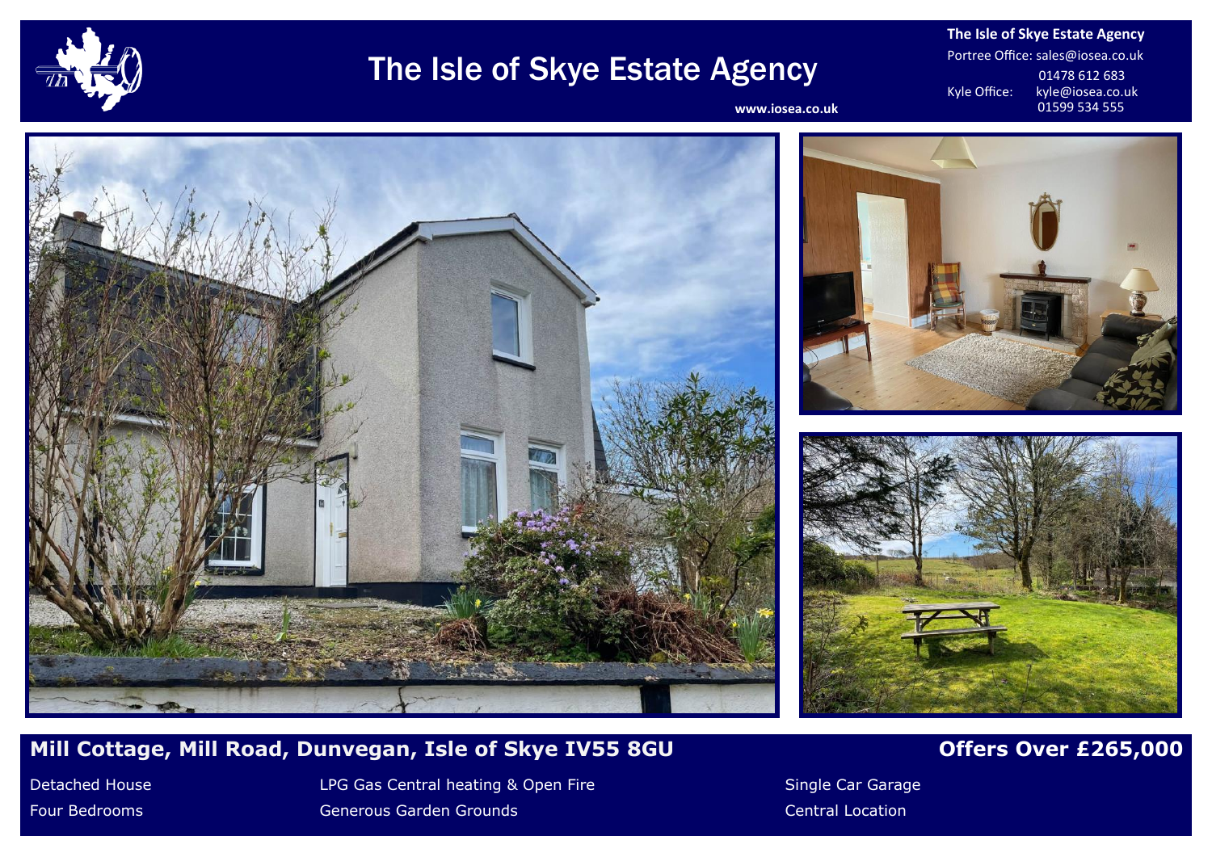# The Isle of Skye Estate Agency

www.iosea.co.uk

**The Isle of Skye Estate Agency**
Portree Office: sales@iosea.co.uk
01478 612 683
Kyle Office: kyle@iosea.co.uk
01599 534 555

## Mill Cottage, Mill Road, Dunvegan, Isle of Skye IV55 8GU

## Offers Over £265,000

- Detached House
- Four Bedrooms
- LPG Gas Central heating & Open Fire
- Generous Garden Grounds
- Single Car Garage
- Central Location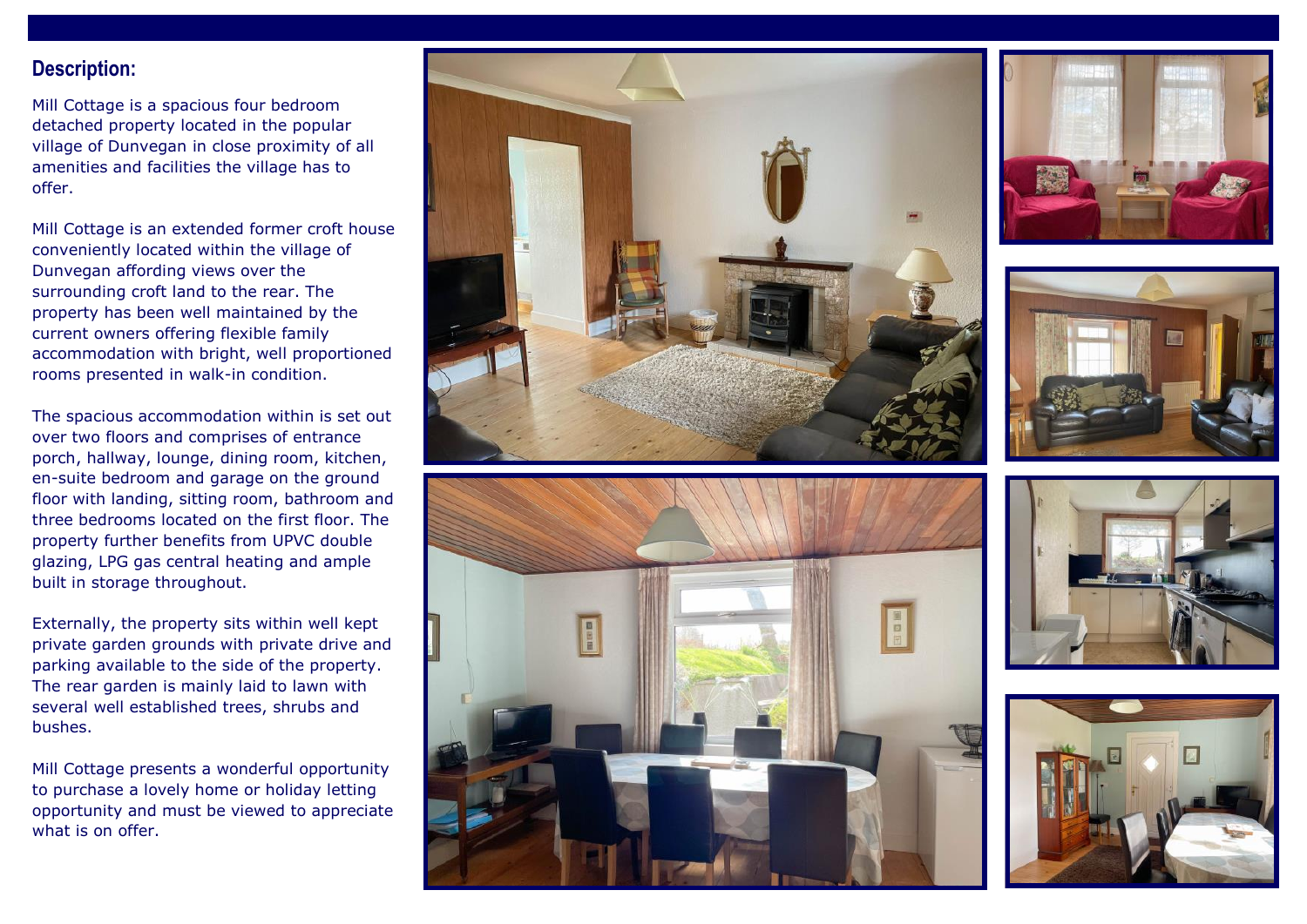## Description:

Mill Cottage is a spacious four bedroom detached property located in the popular village of Dunvegan in close proximity of all amenities and facilities the village has to offer.

Mill Cottage is an extended former croft house conveniently located within the village of Dunvegan affording views over the surrounding croft land to the rear. The property has been well maintained by the current owners offering flexible family accommodation with bright, well proportioned rooms presented in walk-in condition.

The spacious accommodation within is set out over two floors and comprises of entrance porch, hallway, lounge, dining room, kitchen, en-suite bedroom and garage on the ground floor with landing, sitting room, bathroom and three bedrooms located on the first floor. The property further benefits from UPVC double glazing, LPG gas central heating and ample built in storage throughout.

Externally, the property sits within well kept private garden grounds with private drive and parking available to the side of the property. The rear garden is mainly laid to lawn with several well established trees, shrubs and bushes.

Mill Cottage presents a wonderful opportunity to purchase a lovely home or holiday letting opportunity and must be viewed to appreciate what is on offer.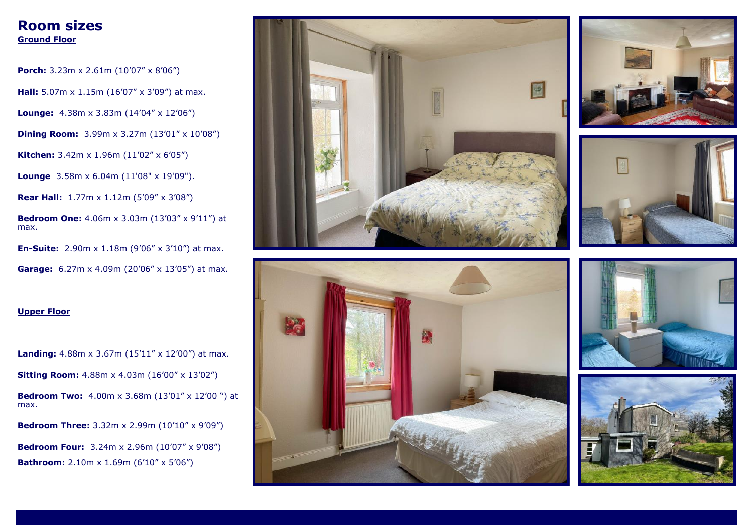# Room sizes

## Ground Floor

**Porch:** 3.23m x 2.61m (10’07” x 8’06”)

**Hall:** 5.07m x 1.15m (16’07” x 3’09”) at max.

**Lounge:** 4.38m x 3.83m (14’04” x 12’06”)

**Dining Room:** 3.99m x 3.27m (13’01” x 10’08”)

**Kitchen:** 3.42m x 1.96m (11’02” x 6’05”)

**Lounge** 3.58m x 6.04m (11'08" x 19'09").

**Rear Hall:** 1.77m x 1.12m (5’09” x 3’08”)

**Bedroom One:** 4.06m x 3.03m (13’03” x 9’11”) at max.

**En-Suite:** 2.90m x 1.18m (9’06” x 3’10”) at max.

**Garage:** 6.27m x 4.09m (20’06” x 13’05”) at max.

## Upper Floor

**Landing:** 4.88m x 3.67m (15’11” x 12’00”) at max.

**Sitting Room:** 4.88m x 4.03m (16’00” x 13’02”)

**Bedroom Two:** 4.00m x 3.68m (13’01” x 12’00 “) at max.

**Bedroom Three:** 3.32m x 2.99m (10’10” x 9’09”)

**Bedroom Four:** 3.24m x 2.96m (10’07” x 9’08”)

**Bathroom:** 2.10m x 1.69m (6’10” x 5’06”)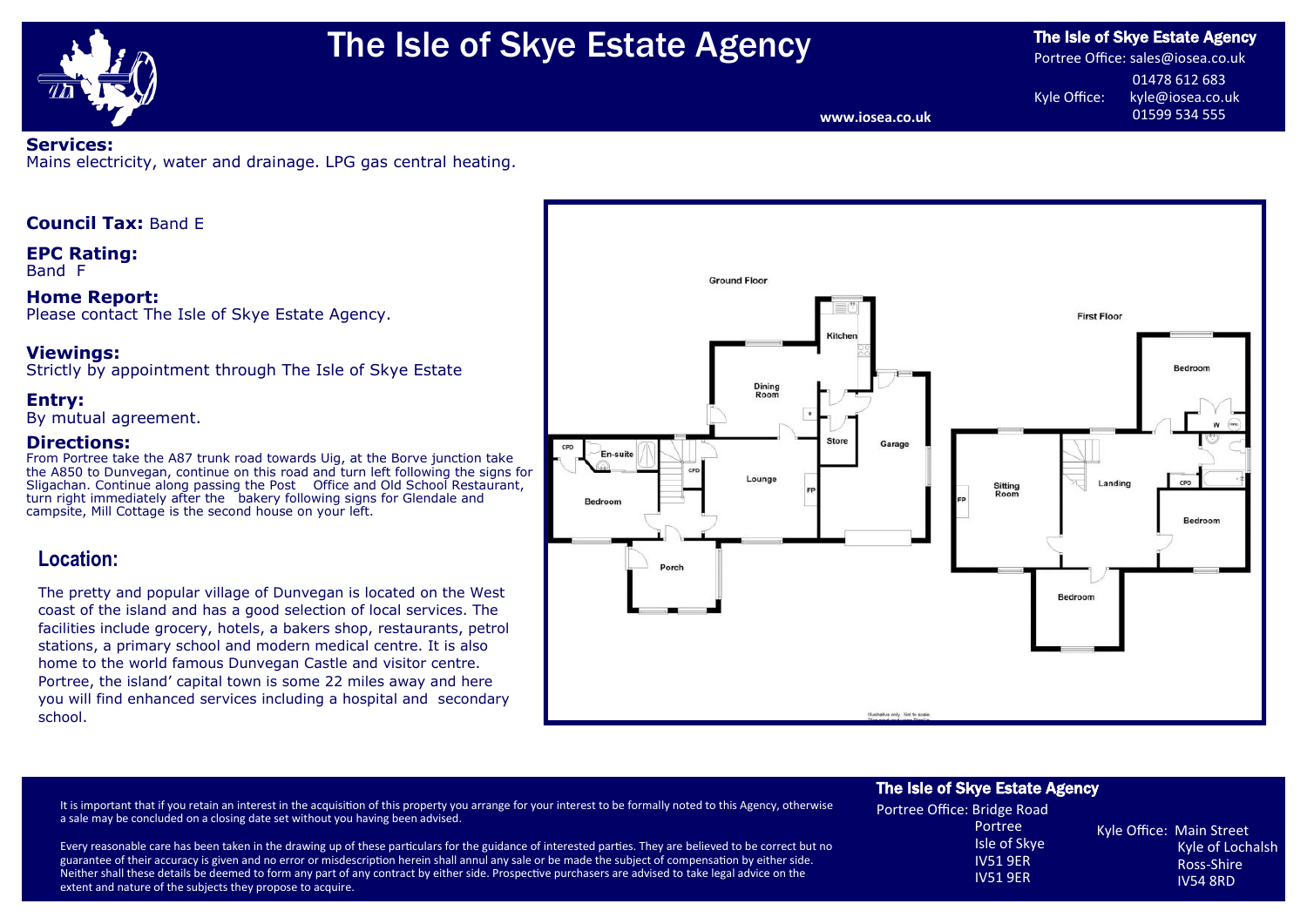# The Isle of Skye Estate Agency

**The Isle of Skye Estate Agency**
Portree Office: sales@iosea.co.uk
01478 612 683
Kyle Office: kyle@iosea.co.uk
01599 534 555

www.iosea.co.uk

**Services:**
Mains electricity, water and drainage. LPG gas central heating.

**Council Tax:** Band E

**EPC Rating:**
Band F

**Home Report:**
Please contact The Isle of Skye Estate Agency.

**Viewings:**
Strictly by appointment through The Isle of Skye Estate

**Entry:**
By mutual agreement.

**Directions:**
From Portree take the A87 trunk road towards Uig, at the Borve junction take the A850 to Dunvegan, continue on this road and turn left following the signs for Sligachan. Continue along passing the Post Office and Old School Restaurant, turn right immediately after the bakery following signs for Glendale and campsite, Mill Cottage is the second house on your left.

## Location:

The pretty and popular village of Dunvegan is located on the West coast of the island and has a good selection of local services. The facilities include grocery, hotels, a bakers shop, restaurants, petrol stations, a primary school and modern medical centre. It is also home to the world famous Dunvegan Castle and visitor centre. Portree, the island' capital town is some 22 miles away and here you will find enhanced services including a hospital and secondary school.

Ground Floor
Kitchen
Dining Room
Store
Garage
CPD
En-suite
CPD
Lounge
FP
Bedroom
Porch

First Floor
Bedroom
W
Sitting Room
FP
Landing
CPD
Bedroom
Bedroom

Illustrative only. Not to scale.

It is important that if you retain an interest in the acquisition of this property you arrange for your interest to be formally noted to this Agency, otherwise a sale may be concluded on a closing date set without you having been advised.

Every reasonable care has been taken in the drawing up of these particulars for the guidance of interested parties. They are believed to be correct but no guarantee of their accuracy is given and no error or misdescription herein shall annul any sale or be made the subject of compensation by either side. Neither shall these details be deemed to form any part of any contract by either side. Prospective purchasers are advised to take legal advice on the extent and nature of the subjects they propose to acquire.

**The Isle of Skye Estate Agency**
Portree Office: Bridge Road
Portree
Isle of Skye
IV51 9ER
IV51 9ER

Kyle Office: Main Street
Kyle of Lochalsh
Ross-Shire
IV54 8RD